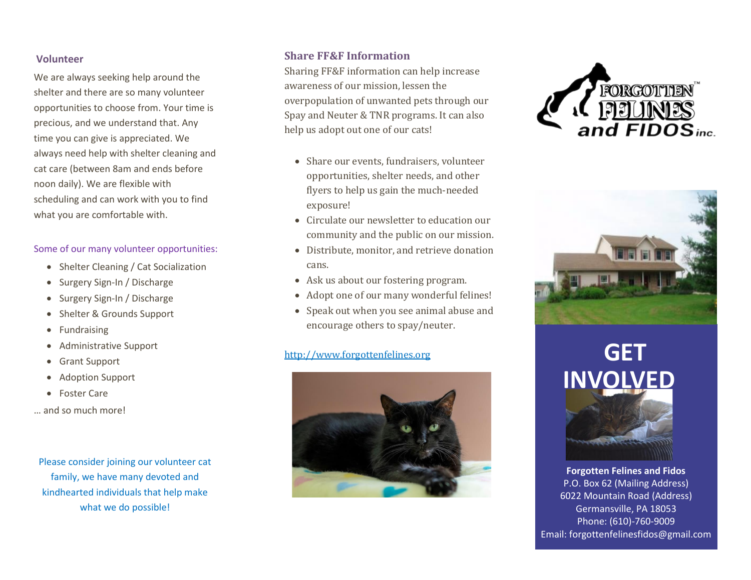## Volunteer

We are always seeking help around the shelter and there are so many volunteer opportunities to choose from. Your time is precious, and we understand that. Any time you can give is appreciated. We always need help with shelter cleaning and cat care (between 8am and ends before noon daily). We are flexible with scheduling and can work with you to find what you are comfortable with.

Some of our many volunteer opportunities:

- Shelter Cleaning / Cat Socialization
- Surgery Sign-In / Discharge
- Surgery Sign-In / Discharge
- Shelter & Grounds Support
- Fundraising
- Administrative Support
- Grant Support
- Adoption Support
- Foster Care

… and so much more!

Please consider joining our volunteer cat family, we have many devoted and kindhearted individuals that help make what we do possible!

## Share FF&F Information

Sharing FF&F information can help increase awareness of our mission, lessen the overpopulation of unwanted pets through our Spay and Neuter & TNR programs. It can also help us adopt out one of our cats!

- Share our events, fundraisers, volunteer opportunities, shelter needs, and other flyers to help us gain the much-needed exposure!
- Circulate our newsletter to education our community and the public on our mission.
- Distribute, monitor, and retrieve donation cans.
- Ask us about our fostering program.
- Adopt one of our many wonderful felines!
- Speak out when you see animal abuse and encourage others to spay/neuter.

[http://www.forgottenfelines.org](http://www.forgottenfelines.org)

FORGOTTEN™ FELINES and FIDOS inc.

# GET INVOLVED

**Forgotten Felines and Fidos**
P.O. Box 62 (Mailing Address)
6022 Mountain Road (Address)
Germansville, PA 18053
Phone: (610)-760-9009
Email: forgottenfelinesfidos@gmail.com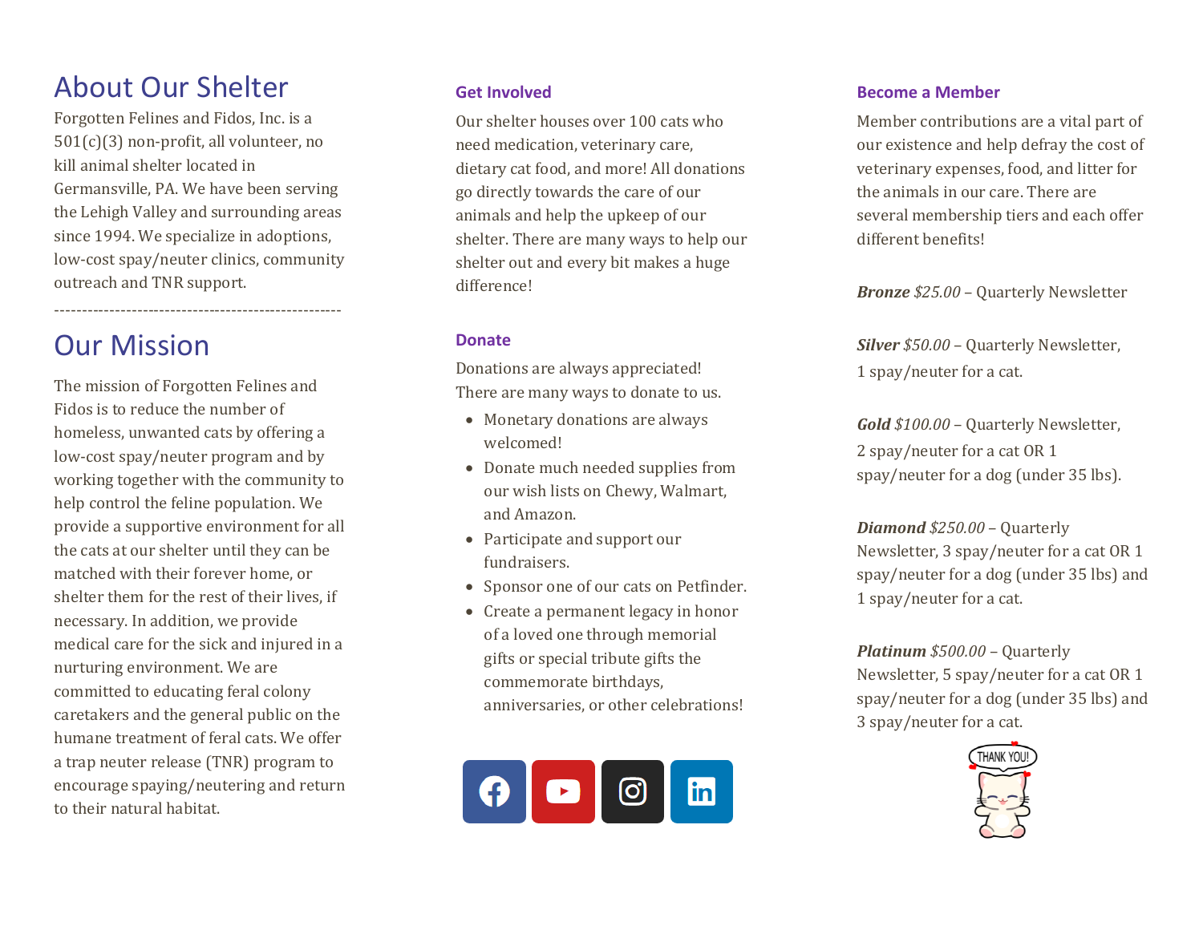# About Our Shelter

Forgotten Felines and Fidos, Inc. is a 501(c)(3) non-profit, all volunteer, no kill animal shelter located in Germansville, PA. We have been serving the Lehigh Valley and surrounding areas since 1994. We specialize in adoptions, low-cost spay/neuter clinics, community outreach and TNR support.

---

# Our Mission

The mission of Forgotten Felines and Fidos is to reduce the number of homeless, unwanted cats by offering a low-cost spay/neuter program and by working together with the community to help control the feline population. We provide a supportive environment for all the cats at our shelter until they can be matched with their forever home, or shelter them for the rest of their lives, if necessary. In addition, we provide medical care for the sick and injured in a nurturing environment. We are committed to educating feral colony caretakers and the general public on the humane treatment of feral cats. We offer a trap neuter release (TNR) program to encourage spaying/neutering and return to their natural habitat.

## Get Involved

Our shelter houses over 100 cats who need medication, veterinary care, dietary cat food, and more! All donations go directly towards the care of our animals and help the upkeep of our shelter. There are many ways to help our shelter out and every bit makes a huge difference!

## Donate

Donations are always appreciated! There are many ways to donate to us.

- Monetary donations are always welcomed!
- Donate much needed supplies from our wish lists on Chewy, Walmart, and Amazon.
- Participate and support our fundraisers.
- Sponsor one of our cats on Petfinder.
- Create a permanent legacy in honor of a loved one through memorial gifts or special tribute gifts the commemorate birthdays, anniversaries, or other celebrations!

## Become a Member

Member contributions are a vital part of our existence and help defray the cost of veterinary expenses, food, and litter for the animals in our care. There are several membership tiers and each offer different benefits!

***Bronze*** *$25.00* – Quarterly Newsletter

***Silver*** *$50.00* – Quarterly Newsletter, 1 spay/neuter for a cat.

***Gold*** *$100.00* – Quarterly Newsletter, 2 spay/neuter for a cat OR 1 spay/neuter for a dog (under 35 lbs).

***Diamond*** *$250.00* – Quarterly Newsletter, 3 spay/neuter for a cat OR 1 spay/neuter for a dog (under 35 lbs) and 1 spay/neuter for a cat.

***Platinum*** *$500.00* – Quarterly Newsletter, 5 spay/neuter for a cat OR 1 spay/neuter for a dog (under 35 lbs) and 3 spay/neuter for a cat.